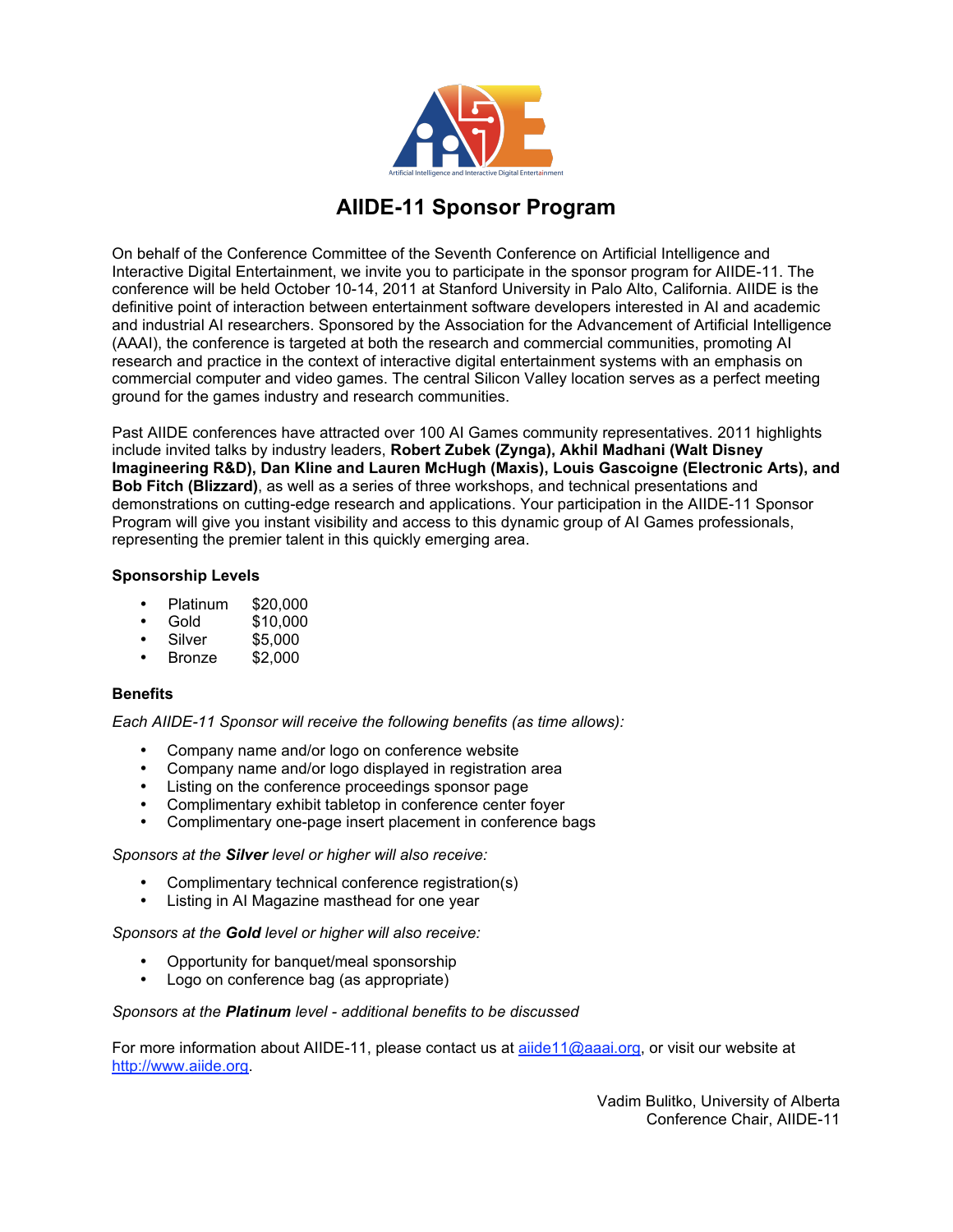Artificial Intelligence and Interactive Digital Entertainment

# AIIDE-11 Sponsor Program

On behalf of the Conference Committee of the Seventh Conference on Artificial Intelligence and Interactive Digital Entertainment, we invite you to participate in the sponsor program for AIIDE-11. The conference will be held October 10-14, 2011 at Stanford University in Palo Alto, California. AIIDE is the definitive point of interaction between entertainment software developers interested in AI and academic and industrial AI researchers. Sponsored by the Association for the Advancement of Artificial Intelligence (AAAI), the conference is targeted at both the research and commercial communities, promoting AI research and practice in the context of interactive digital entertainment systems with an emphasis on commercial computer and video games. The central Silicon Valley location serves as a perfect meeting ground for the games industry and research communities.

Past AIIDE conferences have attracted over 100 AI Games community representatives. 2011 highlights include invited talks by industry leaders, **Robert Zubek (Zynga), Akhil Madhani (Walt Disney Imagineering R&D), Dan Kline and Lauren McHugh (Maxis), Louis Gascoigne (Electronic Arts), and Bob Fitch (Blizzard)**, as well as a series of three workshops, and technical presentations and demonstrations on cutting-edge research and applications. Your participation in the AIIDE-11 Sponsor Program will give you instant visibility and access to this dynamic group of AI Games professionals, representing the premier talent in this quickly emerging area.

### Sponsorship Levels

- Platinum $20,000
- Gold $10,000
- Silver $5,000
- Bronze $2,000

### Benefits

*Each AIIDE-11 Sponsor will receive the following benefits (as time allows):*

- Company name and/or logo on conference website
- Company name and/or logo displayed in registration area
- Listing on the conference proceedings sponsor page
- Complimentary exhibit tabletop in conference center foyer
- Complimentary one-page insert placement in conference bags

*Sponsors at the **Silver** level or higher will also receive:*

- Complimentary technical conference registration(s)
- Listing in AI Magazine masthead for one year

*Sponsors at the **Gold** level or higher will also receive:*

- Opportunity for banquet/meal sponsorship
- Logo on conference bag (as appropriate)

*Sponsors at the **Platinum** level - additional benefits to be discussed*

For more information about AIIDE-11, please contact us at aiide11@aaai.org, or visit our website at http://www.aiide.org.

Vadim Bulitko, University of Alberta
Conference Chair, AIIDE-11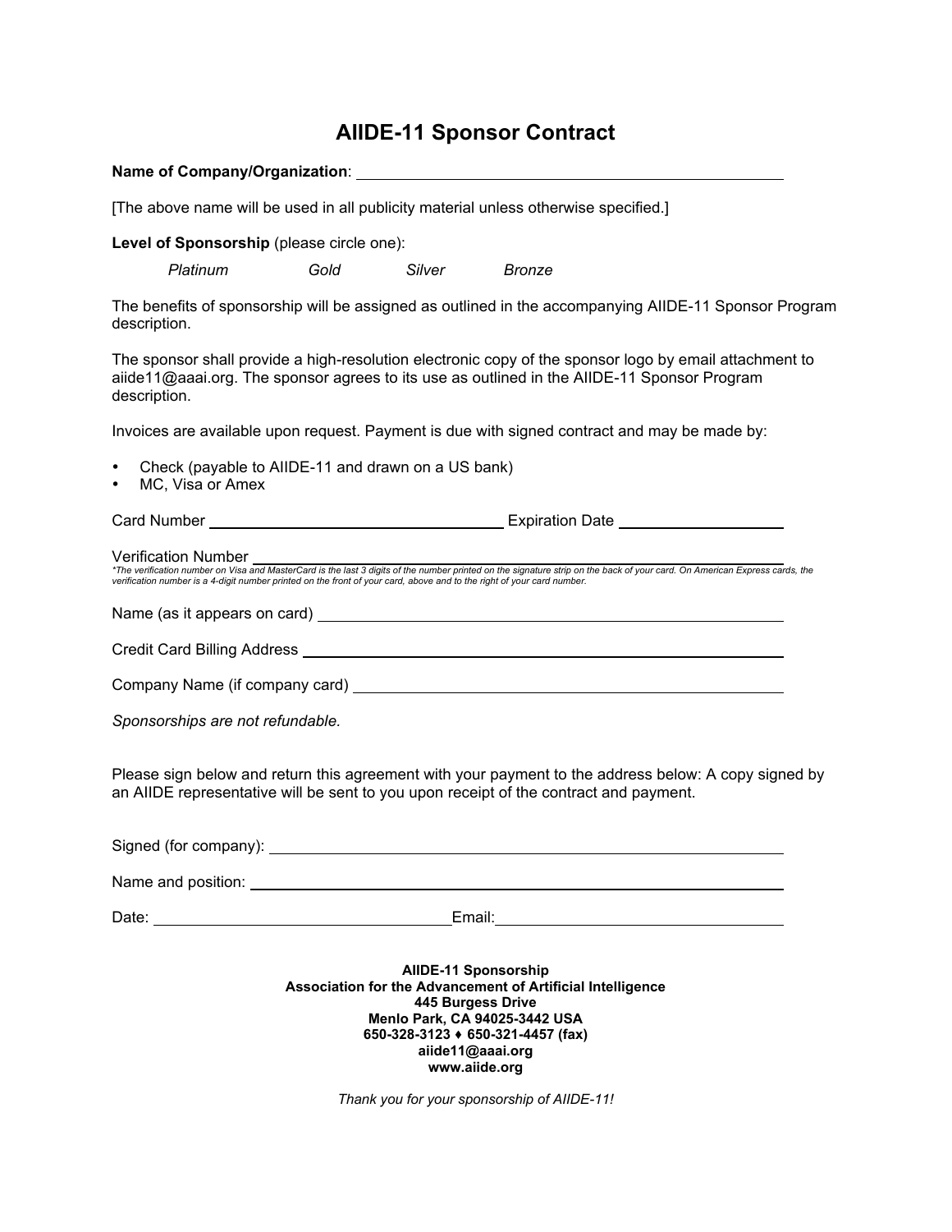# AIIDE-11 Sponsor Contract

**Name of Company/Organization**: ______________________________________________

[The above name will be used in all publicity material unless otherwise specified.]

**Level of Sponsorship** (please circle one):

*Platinum* *Gold* *Silver* *Bronze*

The benefits of sponsorship will be assigned as outlined in the accompanying AIIDE-11 Sponsor Program description.

The sponsor shall provide a high-resolution electronic copy of the sponsor logo by email attachment to aiide11@aaai.org. The sponsor agrees to its use as outlined in the AIIDE-11 Sponsor Program description.

Invoices are available upon request. Payment is due with signed contract and may be made by:

- Check (payable to AIIDE-11 and drawn on a US bank)
- MC, Visa or Amex

Card Number ________________________________ Expiration Date ____________________

Verification Number ______________________________________________
*\*The verification number on Visa and MasterCard is the last 3 digits of the number printed on the signature strip on the back of your card. On American Express cards, the verification number is a 4-digit number printed on the front of your card, above and to the right of your card number.*

Name (as it appears on card) ______________________________________________

Credit Card Billing Address ______________________________________________

Company Name (if company card) ______________________________________________

*Sponsorships are not refundable.*

Please sign below and return this agreement with your payment to the address below: A copy signed by an AIIDE representative will be sent to you upon receipt of the contract and payment.

Signed (for company): ______________________________________________

Name and position: ______________________________________________

Date: ________________________________ Email: ________________________________

**AIIDE-11 Sponsorship**
**Association for the Advancement of Artificial Intelligence**
**445 Burgess Drive**
**Menlo Park, CA 94025-3442 USA**
**650-328-3123 ♦ 650-321-4457 (fax)**
**aiide11@aaai.org**
**www.aiide.org**

*Thank you for your sponsorship of AIIDE-11!*